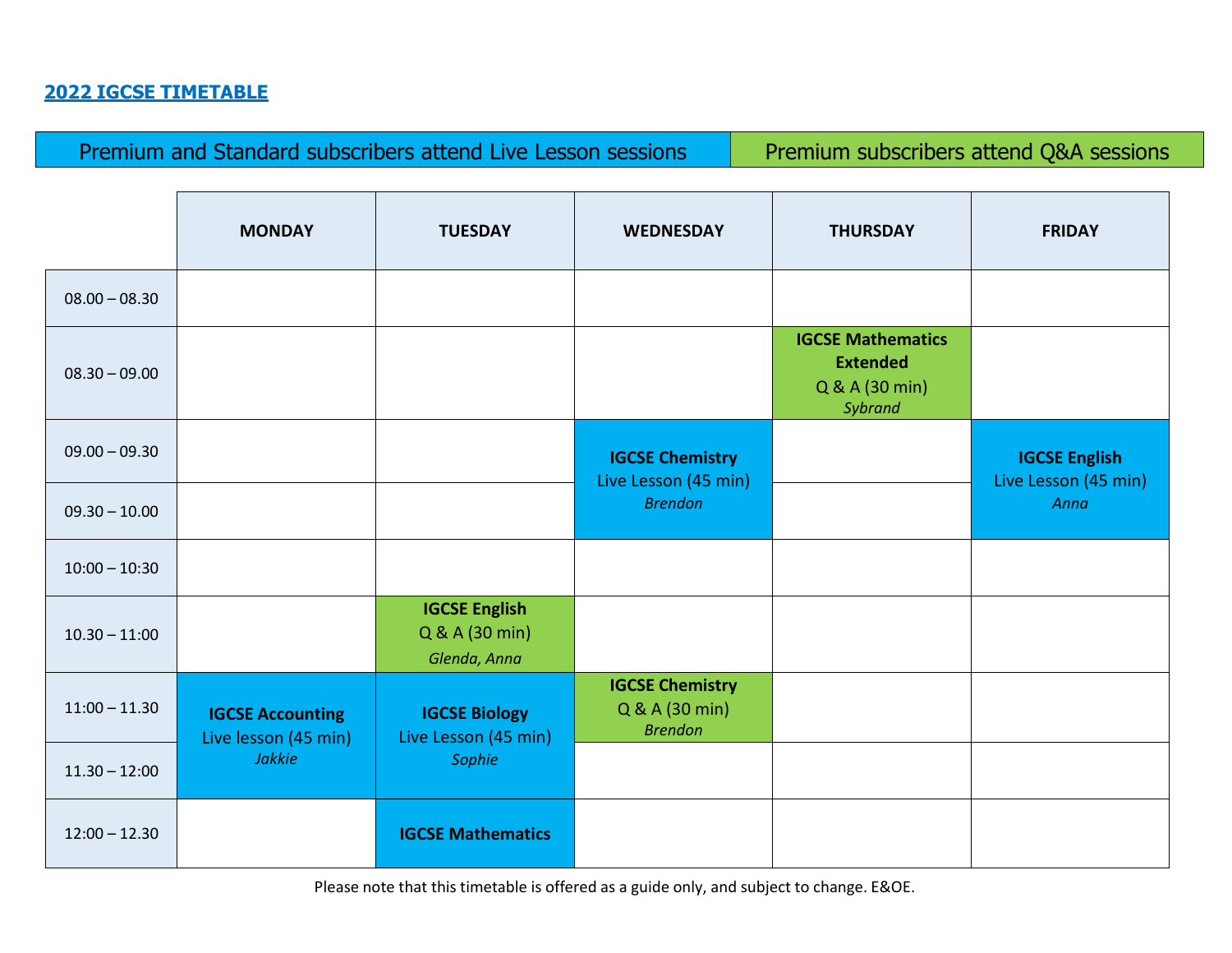## 2022 IGCSE TIMETABLE

| Premium and Standard subscribers attend Live Lesson sessions | Premium subscribers attend Q&A sessions |
|---|---|

| | MONDAY | TUESDAY | WEDNESDAY | THURSDAY | FRIDAY |
|---|---|---|---|---|---|
| 08.00 – 08.30 | | | | | |
| 08.30 – 09.00 | | | | **IGCSE Mathematics Extended** Q & A (30 min) *Sybrand* | |
| 09.00 – 09.30 | | | **IGCSE Chemistry** Live Lesson (45 min) *Brendon* | | **IGCSE English** Live Lesson (45 min) *Anna* |
| 09.30 – 10.00 | | | | | |
| 10:00 – 10:30 | | | | | |
| 10.30 – 11:00 | | **IGCSE English** Q & A (30 min) *Glenda, Anna* | | | |
| 11:00 – 11.30 | **IGCSE Accounting** Live lesson (45 min) *Jakkie* | **IGCSE Biology** Live Lesson (45 min) *Sophie* | **IGCSE Chemistry** Q & A (30 min) *Brendon* | | |
| 11.30 – 12:00 | | | | | |
| 12:00 – 12.30 | | **IGCSE Mathematics** | | | |

Please note that this timetable is offered as a guide only, and subject to change. E&OE.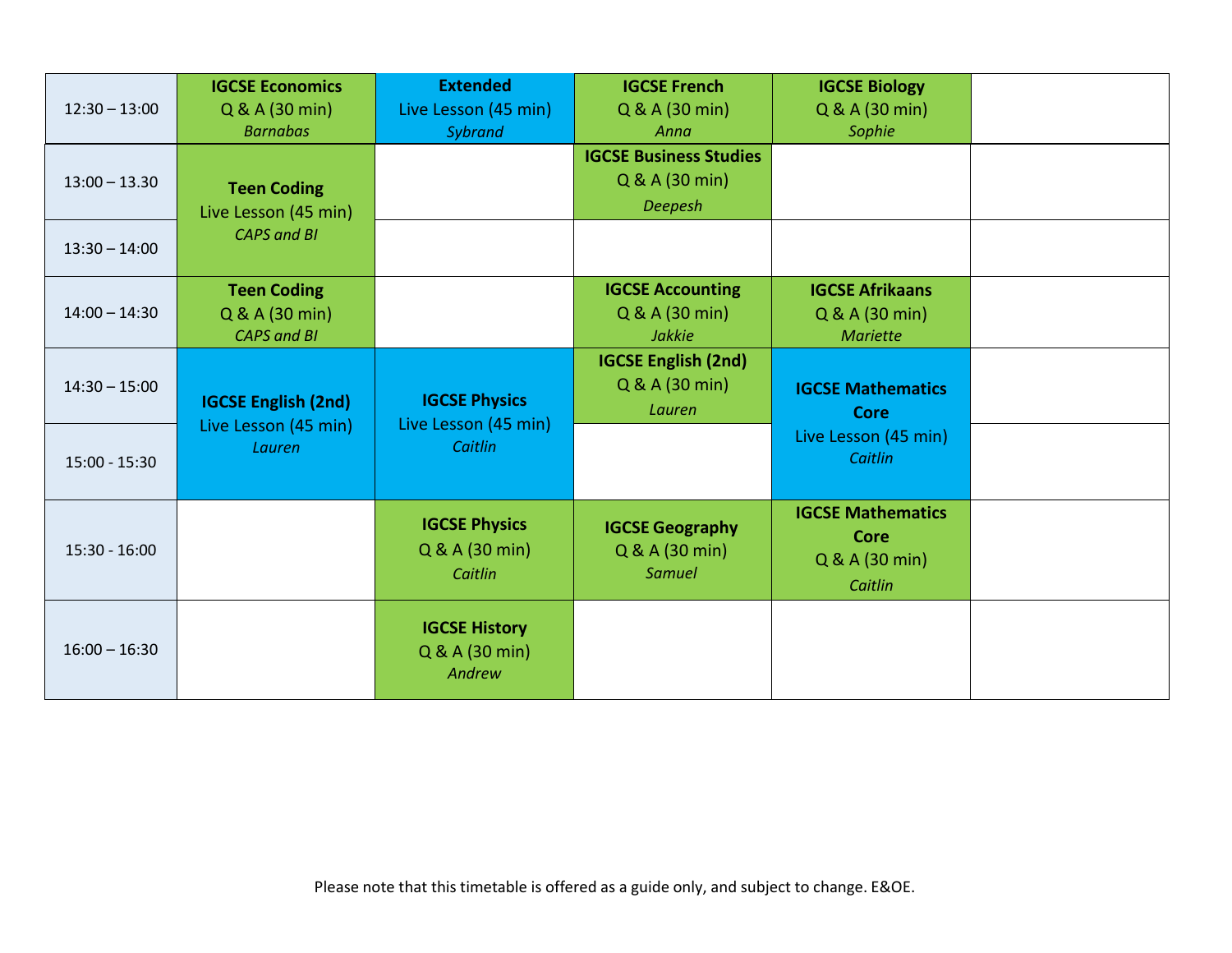| | | | | | |
|---|---|---|---|---|---|
| 12:30 – 13:00 | **IGCSE Economics** Q & A (30 min) *Barnabas* | **Extended** Live Lesson (45 min) *Sybrand* | **IGCSE French** Q & A (30 min) *Anna* | **IGCSE Biology** Q & A (30 min) *Sophie* | |
| 13:00 – 13.30 | **Teen Coding** Live Lesson (45 min) *CAPS and BI* | | **IGCSE Business Studies** Q & A (30 min) *Deepesh* | | |
| 13:30 – 14:00 | | | | | |
| 14:00 – 14:30 | **Teen Coding** Q & A (30 min) *CAPS and BI* | | **IGCSE Accounting** Q & A (30 min) *Jakkie* | **IGCSE Afrikaans** Q & A (30 min) *Mariette* | |
| 14:30 – 15:00 | **IGCSE English (2nd)** Live Lesson (45 min) *Lauren* | **IGCSE Physics** Live Lesson (45 min) *Caitlin* | **IGCSE English (2nd)** Q & A (30 min) *Lauren* | **IGCSE Mathematics Core** Live Lesson (45 min) *Caitlin* | |
| 15:00 - 15:30 | | | | | |
| 15:30 - 16:00 | | **IGCSE Physics** Q & A (30 min) *Caitlin* | **IGCSE Geography** Q & A (30 min) *Samuel* | **IGCSE Mathematics Core** Q & A (30 min) *Caitlin* | |
| 16:00 – 16:30 | | **IGCSE History** Q & A (30 min) *Andrew* | | | |

Please note that this timetable is offered as a guide only, and subject to change. E&OE.